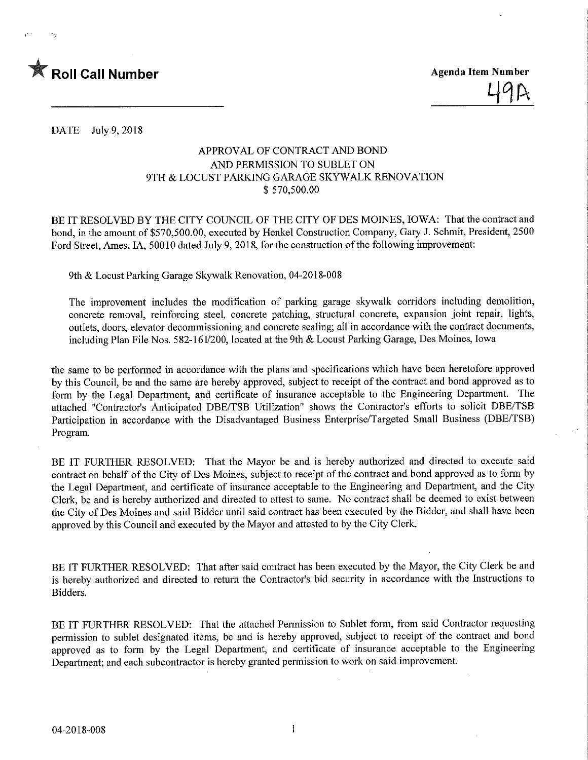★ **Roll Call Number**

**Agenda Item Number**

49A

DATE July 9, 2018

APPROVAL OF CONTRACT AND BOND
AND PERMISSION TO SUBLET ON
9TH & LOCUST PARKING GARAGE SKYWALK RENOVATION
$ 570,500.00

BE IT RESOLVED BY THE CITY COUNCIL OF THE CITY OF DES MOINES, IOWA: That the contract and bond, in the amount of $570,500.00, executed by Henkel Construction Company, Gary J. Schmit, President, 2500 Ford Street, Ames, IA, 50010 dated July 9, 2018, for the construction of the following improvement:

9th & Locust Parking Garage Skywalk Renovation, 04-2018-008

The improvement includes the modification of parking garage skywalk corridors including demolition, concrete removal, reinforcing steel, concrete patching, structural concrete, expansion joint repair, lights, outlets, doors, elevator decommissioning and concrete sealing; all in accordance with the contract documents, including Plan File Nos. 582-161/200, located at the 9th & Locust Parking Garage, Des Moines, Iowa

the same to be performed in accordance with the plans and specifications which have been heretofore approved by this Council, be and the same are hereby approved, subject to receipt of the contract and bond approved as to form by the Legal Department, and certificate of insurance acceptable to the Engineering Department. The attached "Contractor's Anticipated DBE/TSB Utilization" shows the Contractor's efforts to solicit DBE/TSB Participation in accordance with the Disadvantaged Business Enterprise/Targeted Small Business (DBE/TSB) Program.

BE IT FURTHER RESOLVED: That the Mayor be and is hereby authorized and directed to execute said contract on behalf of the City of Des Moines, subject to receipt of the contract and bond approved as to form by the Legal Department, and certificate of insurance acceptable to the Engineering and Department, and the City Clerk, be and is hereby authorized and directed to attest to same. No contract shall be deemed to exist between the City of Des Moines and said Bidder until said contract has been executed by the Bidder, and shall have been approved by this Council and executed by the Mayor and attested to by the City Clerk.

BE IT FURTHER RESOLVED: That after said contract has been executed by the Mayor, the City Clerk be and is hereby authorized and directed to return the Contractor's bid security in accordance with the Instructions to Bidders.

BE IT FURTHER RESOLVED: That the attached Permission to Sublet form, from said Contractor requesting permission to sublet designated items, be and is hereby approved, subject to receipt of the contract and bond approved as to form by the Legal Department, and certificate of insurance acceptable to the Engineering Department; and each subcontractor is hereby granted permission to work on said improvement.

04-2018-008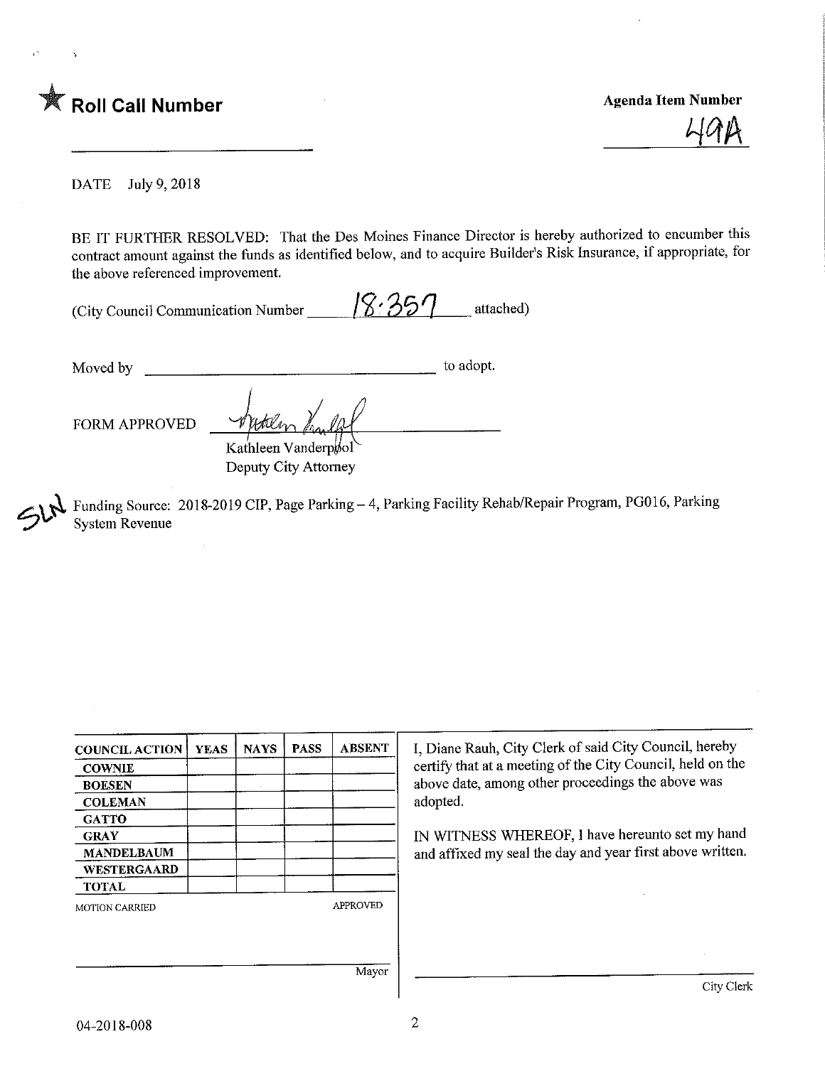★ **Roll Call Number**

**Agenda Item Number**

49A

DATE July 9, 2018

BE IT FURTHER RESOLVED: That the Des Moines Finance Director is hereby authorized to encumber this contract amount against the funds as identified below, and to acquire Builder's Risk Insurance, if appropriate, for the above referenced improvement.

(City Council Communication Number 18-357 attached)

Moved by ______________________________ to adopt.

FORM APPROVED

Kathleen Vanderpool
Deputy City Attorney

SLN Funding Source: 2018-2019 CIP, Page Parking – 4, Parking Facility Rehab/Repair Program, PG016, Parking System Revenue

| COUNCIL ACTION | YEAS | NAYS | PASS | ABSENT |
| --- | --- | --- | --- | --- |
| COWNIE | | | | |
| BOESEN | | | | |
| COLEMAN | | | | |
| GATTO | | | | |
| GRAY | | | | |
| MANDELBAUM | | | | |
| WESTERGAARD | | | | |
| TOTAL | | | | |

MOTION CARRIED APPROVED

Mayor

I, Diane Rauh, City Clerk of said City Council, hereby certify that at a meeting of the City Council, held on the above date, among other proceedings the above was adopted.

IN WITNESS WHEREOF, I have hereunto set my hand and affixed my seal the day and year first above written.

City Clerk

04-2018-008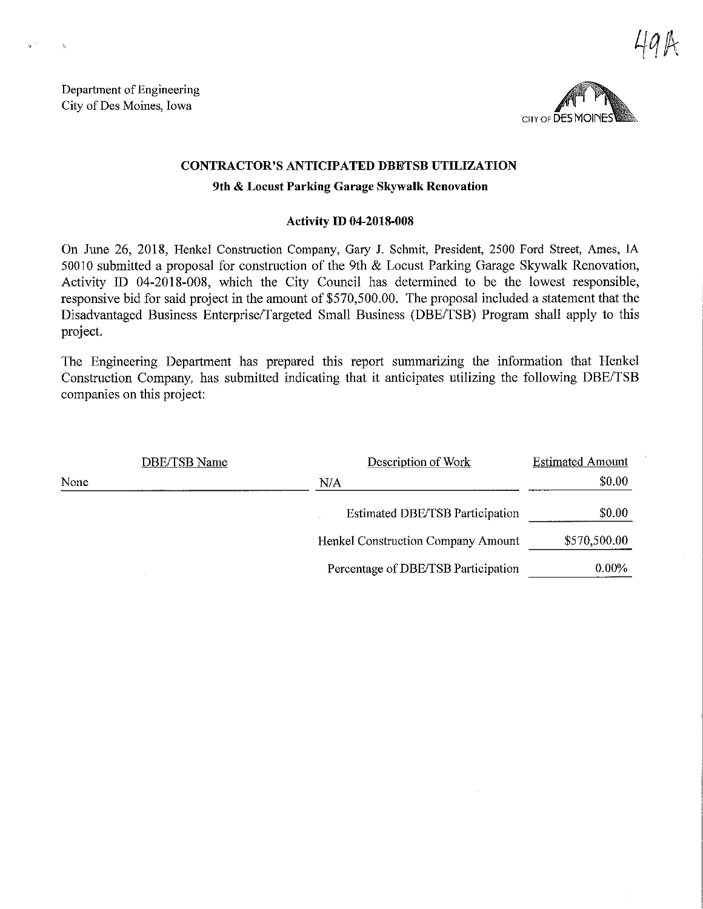49A

Department of Engineering
City of Des Moines, Iowa

CITY OF DES MOINES

## CONTRACTOR'S ANTICIPATED DBE/TSB UTILIZATION

### 9th & Locust Parking Garage Skywalk Renovation

### Activity ID 04-2018-008

On June 26, 2018, Henkel Construction Company, Gary J. Schmit, President, 2500 Ford Street, Ames, IA 50010 submitted a proposal for construction of the 9th & Locust Parking Garage Skywalk Renovation, Activity ID 04-2018-008, which the City Council has determined to be the lowest responsible, responsive bid for said project in the amount of $570,500.00. The proposal included a statement that the Disadvantaged Business Enterprise/Targeted Small Business (DBE/TSB) Program shall apply to this project.

The Engineering Department has prepared this report summarizing the information that Henkel Construction Company, has submitted indicating that it anticipates utilizing the following DBE/TSB companies on this project:

| DBE/TSB Name | Description of Work | Estimated Amount |
|---|---|---|
| None | N/A | $0.00 |
| | Estimated DBE/TSB Participation | $0.00 |
| | Henkel Construction Company Amount | $570,500.00 |
| | Percentage of DBE/TSB Participation | 0.00% |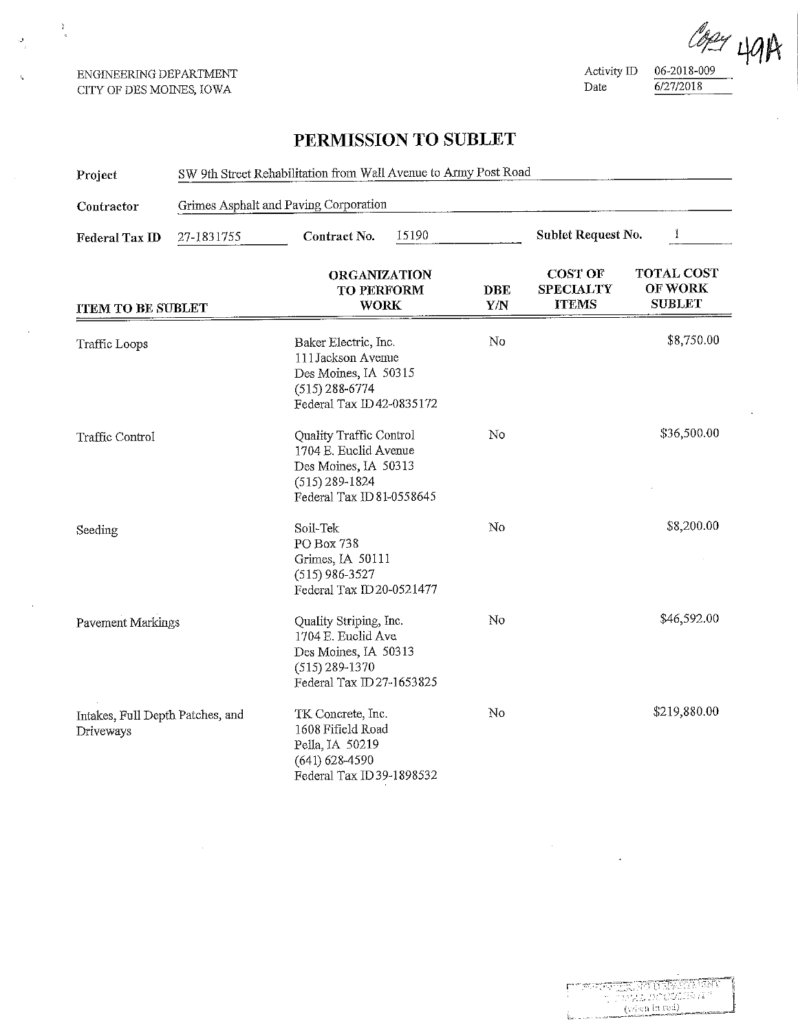Copy 49A

ENGINEERING DEPARTMENT
CITY OF DES MOINES, IOWA

Activity ID 06-2018-009
Date 6/27/2018

# PERMISSION TO SUBLET

**Project** SW 9th Street Rehabilitation from Wall Avenue to Army Post Road

**Contractor** Grimes Asphalt and Paving Corporation

**Federal Tax ID** 27-1831755 **Contract No.** 15190 **Sublet Request No.** 1

| ITEM TO BE SUBLET | ORGANIZATION TO PERFORM WORK | DBE Y/N | COST OF SPECIALTY ITEMS | TOTAL COST OF WORK SUBLET |
|---|---|---|---|---|
| Traffic Loops | Baker Electric, Inc.<br>111 Jackson Avenue<br>Des Moines, IA 50315<br>(515) 288-6774<br>Federal Tax ID 42-0835172 | No | | $8,750.00 |
| Traffic Control | Quality Traffic Control<br>1704 E. Euclid Avenue<br>Des Moines, IA 50313<br>(515) 289-1824<br>Federal Tax ID 81-0558645 | No | | $36,500.00 |
| Seeding | Soil-Tek<br>PO Box 738<br>Grimes, IA 50111<br>(515) 986-3527<br>Federal Tax ID 20-0521477 | No | | $8,200.00 |
| Pavement Markings | Quality Striping, Inc.<br>1704 E. Euclid Ave.<br>Des Moines, IA 50313<br>(515) 289-1370<br>Federal Tax ID 27-1653825 | No | | $46,592.00 |
| Intakes, Full Depth Patches, and Driveways | TK Concrete, Inc.<br>1608 Fifield Road<br>Pella, IA 50219<br>(641) 628-4590<br>Federal Tax ID 39-1898532 | No | | $219,880.00 |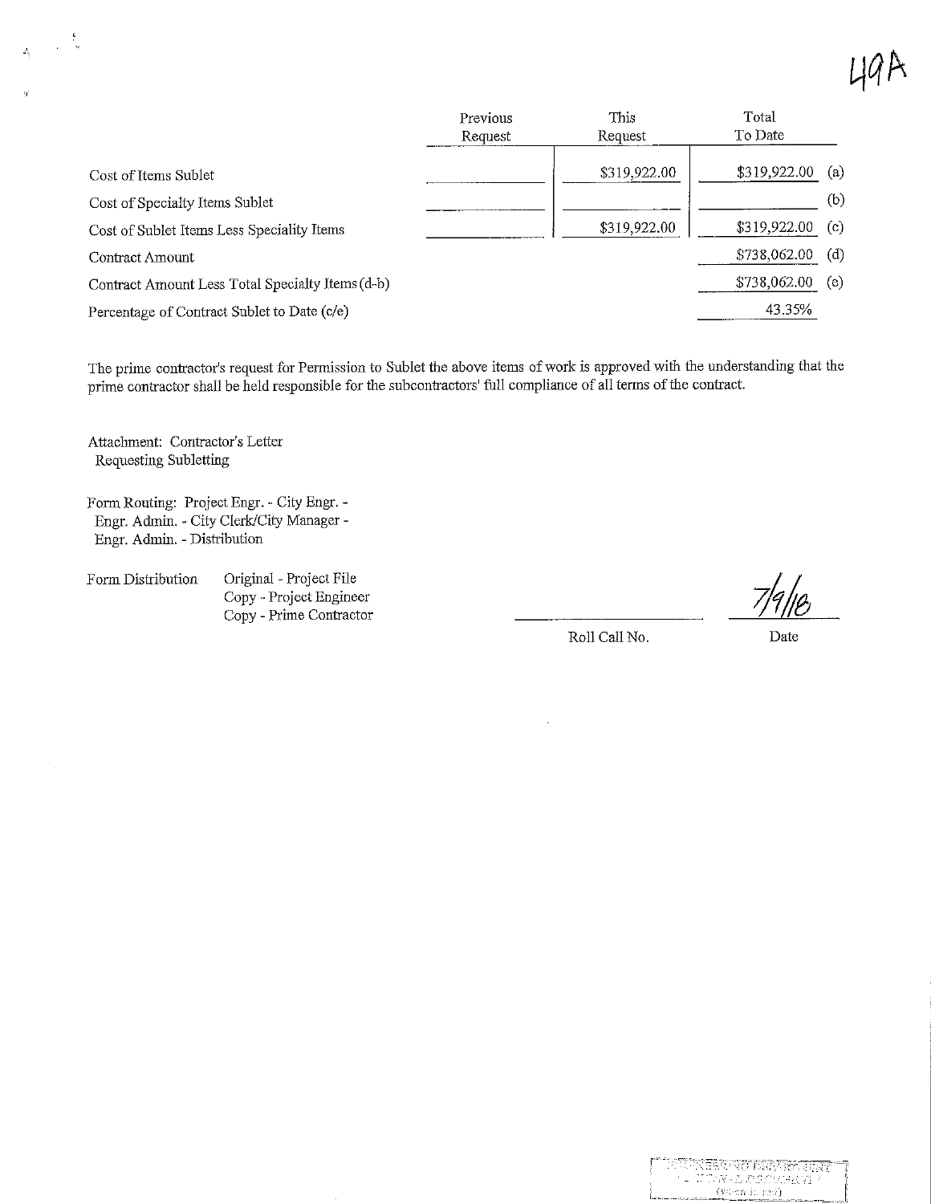49A

| | Previous Request | This Request | Total To Date | |
|---|---|---|---|---|
| Cost of Items Sublet | | $319,922.00 | $319,922.00 | (a) |
| Cost of Specialty Items Sublet | | | | (b) |
| Cost of Sublet Items Less Speciality Items | | $319,922.00 | $319,922.00 | (c) |
| Contract Amount | | | $738,062.00 | (d) |
| Contract Amount Less Total Specialty Items (d-b) | | | $738,062.00 | (e) |
| Percentage of Contract Sublet to Date (c/e) | | | 43.35% | |

The prime contractor's request for Permission to Sublet the above items of work is approved with the understanding that the prime contractor shall be held responsible for the subcontractors' full compliance of all terms of the contract.

Attachment: Contractor's Letter Requesting Subletting

Form Routing: Project Engr. - City Engr. - Engr. Admin. - City Clerk/City Manager - Engr. Admin. - Distribution

Form Distribution

- Original - Project File
- Copy - Project Engineer
- Copy - Prime Contractor

Roll Call No. ____________

Date 7/9/18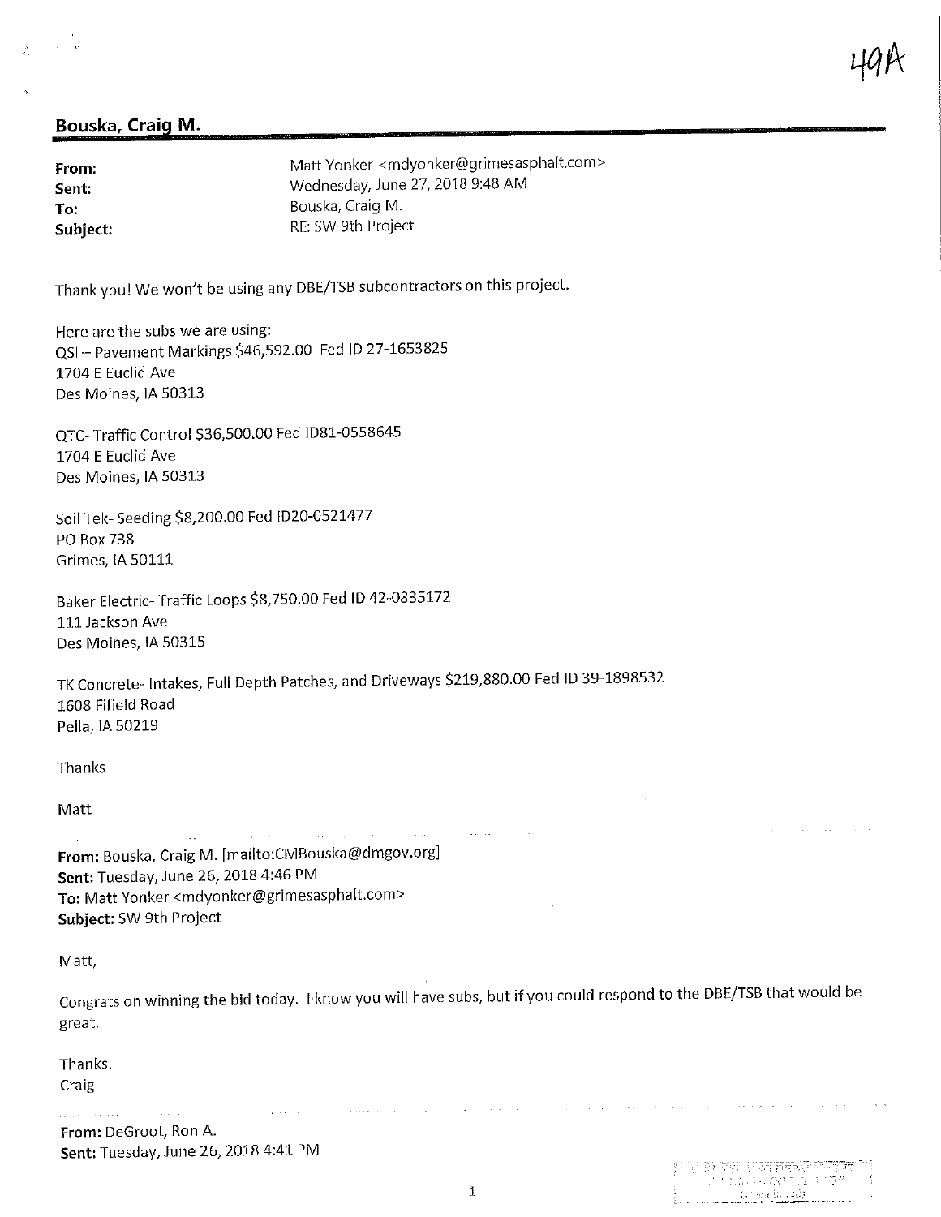49A

## Bouska, Craig M.

| | |
|---|---|
| **From:** | Matt Yonker <mdyonker@grimesasphalt.com> |
| **Sent:** | Wednesday, June 27, 2018 9:48 AM |
| **To:** | Bouska, Craig M. |
| **Subject:** | RE: SW 9th Project |

Thank you! We won't be using any DBE/TSB subcontractors on this project.

Here are the subs we are using:
QSI – Pavement Markings $46,592.00 Fed ID 27-1653825
1704 E Euclid Ave
Des Moines, IA 50313

QTC- Traffic Control $36,500.00 Fed ID81-0558645
1704 E Euclid Ave
Des Moines, IA 50313

Soil Tek- Seeding $8,200.00 Fed ID20-0521477
PO Box 738
Grimes, IA 50111

Baker Electric- Traffic Loops $8,750.00 Fed ID 42-0835172
111 Jackson Ave
Des Moines, IA 50315

TK Concrete- Intakes, Full Depth Patches, and Driveways $219,880.00 Fed ID 39-1898532
1608 Fifield Road
Pella, IA 50219

Thanks

Matt

**From:** Bouska, Craig M. [mailto:CMBouska@dmgov.org]
**Sent:** Tuesday, June 26, 2018 4:46 PM
**To:** Matt Yonker <mdyonker@grimesasphalt.com>
**Subject:** SW 9th Project

Matt,

Congrats on winning the bid today. I know you will have subs, but if you could respond to the DBE/TSB that would be great.

Thanks.
Craig

**From:** DeGroot, Ron A.
**Sent:** Tuesday, June 26, 2018 4:41 PM